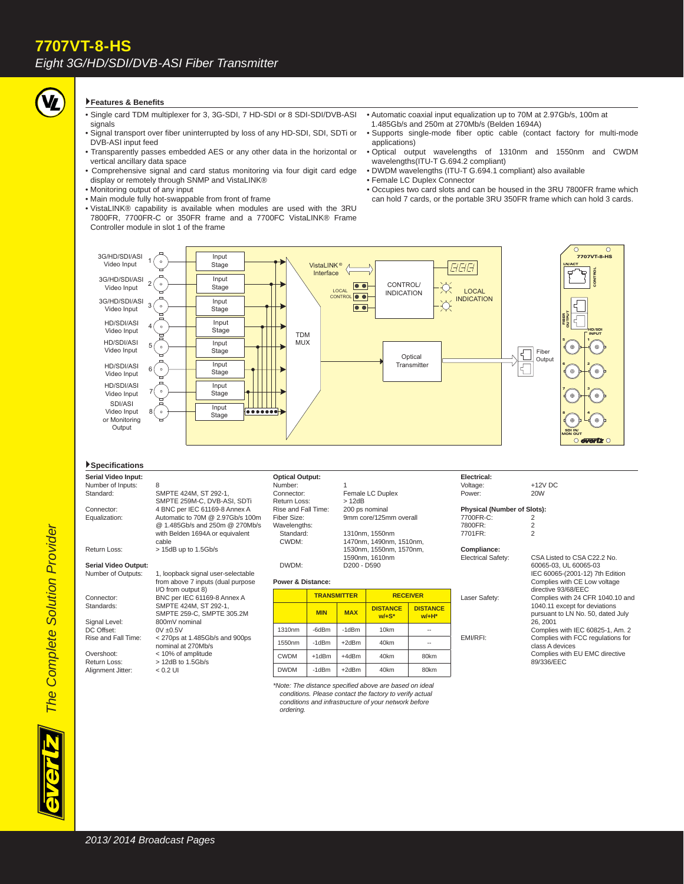# 7707VT-8-HS

*Eight 3G/HD/SDI/DVB-ASI Fiber Transmitter*

## Features & Benefits

- Single card TDM multiplexer for 3, 3G-SDI, 7 HD-SDI or 8 SDI-SDI/DVB-ASI signals
- Signal transport over fiber uninterrupted by loss of any HD-SDI, SDI, SDTi or DVB-ASI input feed
- Transparently passes embedded AES or any other data in the horizontal or vertical ancillary data space
- Comprehensive signal and card status monitoring via four digit card edge display or remotely through SNMP and VistaLINK®
- Monitoring output of any input
- Main module fully hot-swappable from front of frame
- VistaLINK® capability is available when modules are used with the 3RU 7800FR, 7700FR-C or 350FR frame and a 7700FC VistaLINK® Frame Controller module in slot 1 of the frame
- Automatic coaxial input equalization up to 70M at 2.97Gb/s, 100m at 1.485Gb/s and 250m at 270Mb/s (Belden 1694A)
- Supports single-mode fiber optic cable (contact factory for multi-mode applications)
- Optical output wavelengths of 1310nm and 1550nm and CWDM wavelengths(ITU-T G.694.2 compliant)
- DWDM wavelengths (ITU-T G.694.1 compliant) also available
- Female LC Duplex Connector
- Occupies two card slots and can be housed in the 3RU 7800FR frame which can hold 7 cards, or the portable 3RU 350FR frame which can hold 3 cards.

## Specifications

**Serial Video Input:**

| | |
|---|---|
| Number of Inputs: | 8 |
| Standard: | SMPTE 424M, ST 292-1, SMPTE 259M-C, DVB-ASI, SDTi |
| Connector: | 4 BNC per IEC 61169-8 Annex A |
| Equalization: | Automatic to 70M @ 2.97Gb/s 100m @ 1.485Gb/s and 250m @ 270Mb/s with Belden 1694A or equivalent cable |
| Return Loss: | > 15dB up to 1.5Gb/s |

**Serial Video Output:**

| | |
|---|---|
| Number of Outputs: | 1, loopback signal user-selectable from above 7 inputs (dual purpose I/O from output 8) |
| Connector: | BNC per IEC 61169-8 Annex A |
| Standards: | SMPTE 424M, ST 292-1, SMPTE 259-C, SMPTE 305.2M |
| Signal Level: | 800mV nominal |
| DC Offset: | 0V ±0.5V |
| Rise and Fall Time: | < 270ps at 1.485Gb/s and 900ps nominal at 270Mb/s |
| Overshoot: | < 10% of amplitude |
| Return Loss: | > 12dB to 1.5Gb/s |
| Alignment Jitter: | < 0.2 UI |

**Optical Output:**

| | |
|---|---|
| Number: | 1 |
| Connector: | Female LC Duplex |
| Return Loss: | > 12dB |
| Rise and Fall Time: | 200 ps nominal |
| Fiber Size: | 9mm core/125mm overall |
| Wavelengths: | |
| Standard: | 1310nm, 1550nm |
| CWDM: | 1470nm, 1490nm, 1510nm, 1530nm, 1550nm, 1570nm, 1590nm, 1610nm |
| DWDM: | D200 - D590 |

**Power & Distance:**

| | TRANSMITTER | | RECEIVER | |
|---|---|---|---|---|
| | MIN | MAX | DISTANCE w/+S* | DISTANCE w/+H* |
| 1310nm | -6dBm | -1dBm | 10km | -- |
| 1550nm | -1dBm | +2dBm | 40km | -- |
| CWDM | +1dBm | +4dBm | 40km | 80km |
| DWDM | -1dBm | +2dBm | 40km | 80km |

*\*Note: The distance specified above are based on ideal conditions. Please contact the factory to verify actual conditions and infrastructure of your network before ordering.*

**Electrical:**

| | |
|---|---|
| Voltage: | +12V DC |
| Power: | 20W |

**Physical (Number of Slots):**

| | |
|---|---|
| 7700FR-C: | 2 |
| 7800FR: | 2 |
| 7701FR: | 2 |

**Compliance:**

| | |
|---|---|
| Electrical Safety: | CSA Listed to CSA C22.2 No. 60065-03, UL 60065-03 IEC 60065-(2001-12) 7th Edition Complies with CE Low voltage directive 93/68/EEC |
| Laser Safety: | Complies with 24 CFR 1040.10 and 1040.11 except for deviations pursuant to LN No. 50, dated July 26, 2001 Complies with IEC 60825-1, Am. 2 |
| EMI/RFI: | Complies with FCC regulations for class A devices Complies with EU EMC directive 89/336/EEC |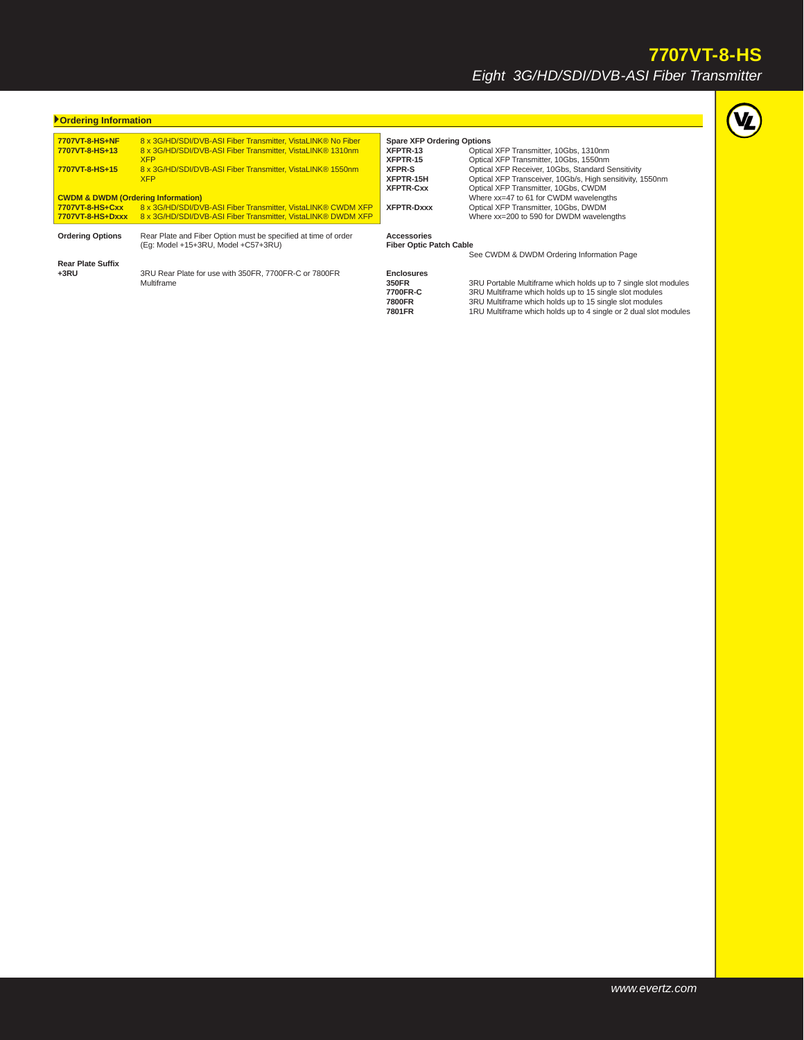# 7707VT-8-HS

*Eight 3G/HD/SDI/DVB-ASI Fiber Transmitter*

## Ordering Information

| | |
|---|---|
| **7707VT-8-HS+NF** | 8 x 3G/HD/SDI/DVB-ASI Fiber Transmitter, VistaLINK® No Fiber |
| **7707VT-8-HS+13** | 8 x 3G/HD/SDI/DVB-ASI Fiber Transmitter, VistaLINK® 1310nm XFP |
| **7707VT-8-HS+15** | 8 x 3G/HD/SDI/DVB-ASI Fiber Transmitter, VistaLINK® 1550nm XFP |

**CWDM & DWDM (Ordering Information)**

| | |
|---|---|
| **7707VT-8-HS+Cxx** | 8 x 3G/HD/SDI/DVB-ASI Fiber Transmitter, VistaLINK® CWDM XFP |
| **7707VT-8-HS+Dxxx** | 8 x 3G/HD/SDI/DVB-ASI Fiber Transmitter, VistaLINK® DWDM XFP |

**Ordering Options** — Rear Plate and Fiber Option must be specified at time of order (Eg: Model +15+3RU, Model +C57+3RU)

**Rear Plate Suffix**

| | |
|---|---|
| **+3RU** | 3RU Rear Plate for use with 350FR, 7700FR-C or 7800FR Multiframe |

**Spare XFP Ordering Options**

| | |
|---|---|
| **XFPTR-13** | Optical XFP Transmitter, 10Gbs, 1310nm |
| **XFPTR-15** | Optical XFP Transmitter, 10Gbs, 1550nm |
| **XFPR-S** | Optical XFP Receiver, 10Gbs, Standard Sensitivity |
| **XFPTR-15H** | Optical XFP Transceiver, 10Gb/s, High sensitivity, 1550nm |
| **XFPTR-Cxx** | Optical XFP Transmitter, 10Gbs, CWDM<br>Where xx=47 to 61 for CWDM wavelengths |
| **XFPTR-Dxxx** | Optical XFP Transmitter, 10Gbs, DWDM<br>Where xx=200 to 590 for DWDM wavelengths |

**Accessories**

**Fiber Optic Patch Cable** — See CWDM & DWDM Ordering Information Page

**Enclosures**

| | |
|---|---|
| **350FR** | 3RU Portable Multiframe which holds up to 7 single slot modules |
| **7700FR-C** | 3RU Multiframe which holds up to 15 single slot modules |
| **7800FR** | 3RU Multiframe which holds up to 15 single slot modules |
| **7801FR** | 1RU Multiframe which holds up to 4 single or 2 dual slot modules |

www.evertz.com